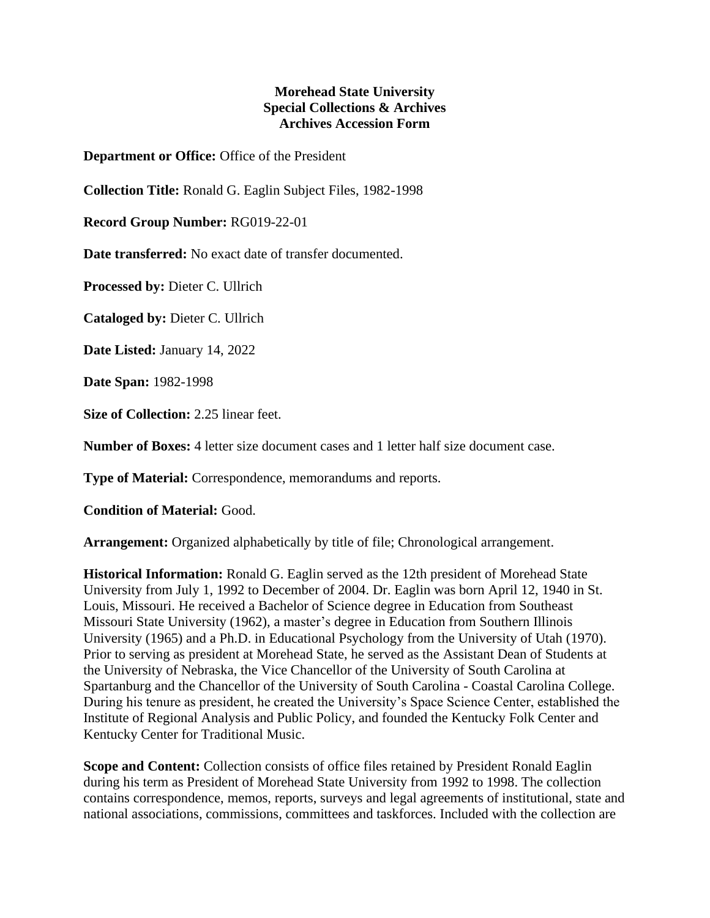**Morehead State University**
**Special Collections & Archives**
**Archives Accession Form**

**Department or Office:** Office of the President

**Collection Title:** Ronald G. Eaglin Subject Files, 1982-1998

**Record Group Number:** RG019-22-01

**Date transferred:** No exact date of transfer documented.

**Processed by:** Dieter C. Ullrich

**Cataloged by:** Dieter C. Ullrich

**Date Listed:** January 14, 2022

**Date Span:** 1982-1998

**Size of Collection:** 2.25 linear feet.

**Number of Boxes:** 4 letter size document cases and 1 letter half size document case.

**Type of Material:** Correspondence, memorandums and reports.

**Condition of Material:** Good.

**Arrangement:** Organized alphabetically by title of file; Chronological arrangement.

**Historical Information:** Ronald G. Eaglin served as the 12th president of Morehead State University from July 1, 1992 to December of 2004. Dr. Eaglin was born April 12, 1940 in St. Louis, Missouri. He received a Bachelor of Science degree in Education from Southeast Missouri State University (1962), a master's degree in Education from Southern Illinois University (1965) and a Ph.D. in Educational Psychology from the University of Utah (1970). Prior to serving as president at Morehead State, he served as the Assistant Dean of Students at the University of Nebraska, the Vice Chancellor of the University of South Carolina at Spartanburg and the Chancellor of the University of South Carolina - Coastal Carolina College. During his tenure as president, he created the University's Space Science Center, established the Institute of Regional Analysis and Public Policy, and founded the Kentucky Folk Center and Kentucky Center for Traditional Music.

**Scope and Content:** Collection consists of office files retained by President Ronald Eaglin during his term as President of Morehead State University from 1992 to 1998. The collection contains correspondence, memos, reports, surveys and legal agreements of institutional, state and national associations, commissions, committees and taskforces. Included with the collection are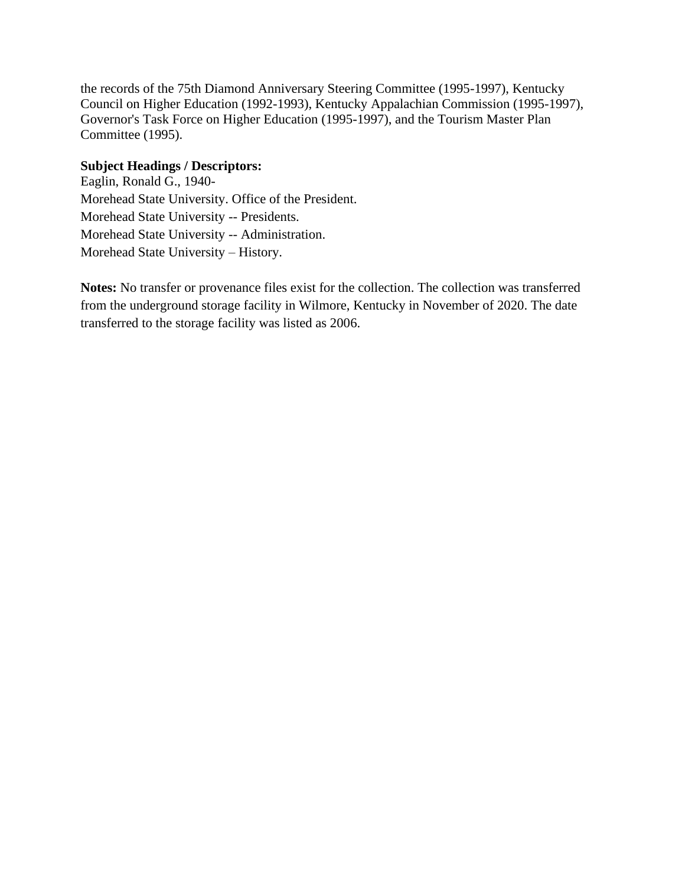the records of the 75th Diamond Anniversary Steering Committee (1995-1997), Kentucky Council on Higher Education (1992-1993), Kentucky Appalachian Commission (1995-1997), Governor's Task Force on Higher Education (1995-1997), and the Tourism Master Plan Committee (1995).

**Subject Headings / Descriptors:**

Eaglin, Ronald G., 1940-
Morehead State University. Office of the President.
Morehead State University -- Presidents.
Morehead State University -- Administration.
Morehead State University – History.

**Notes:** No transfer or provenance files exist for the collection. The collection was transferred from the underground storage facility in Wilmore, Kentucky in November of 2020. The date transferred to the storage facility was listed as 2006.